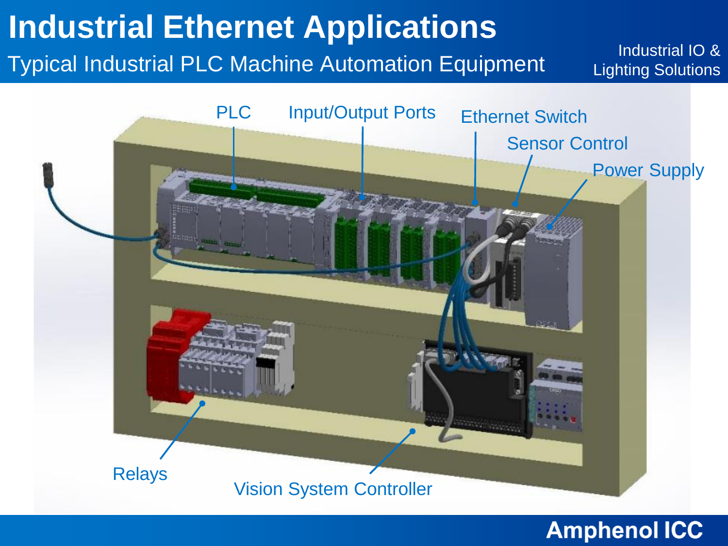# Industrial Ethernet Applications

## Typical Industrial PLC Machine Automation Equipment

Industrial IO & Lighting Solutions

PLC

Input/Output Ports

Ethernet Switch

Sensor Control

Power Supply

Relays

Vision System Controller

Amphenol ICC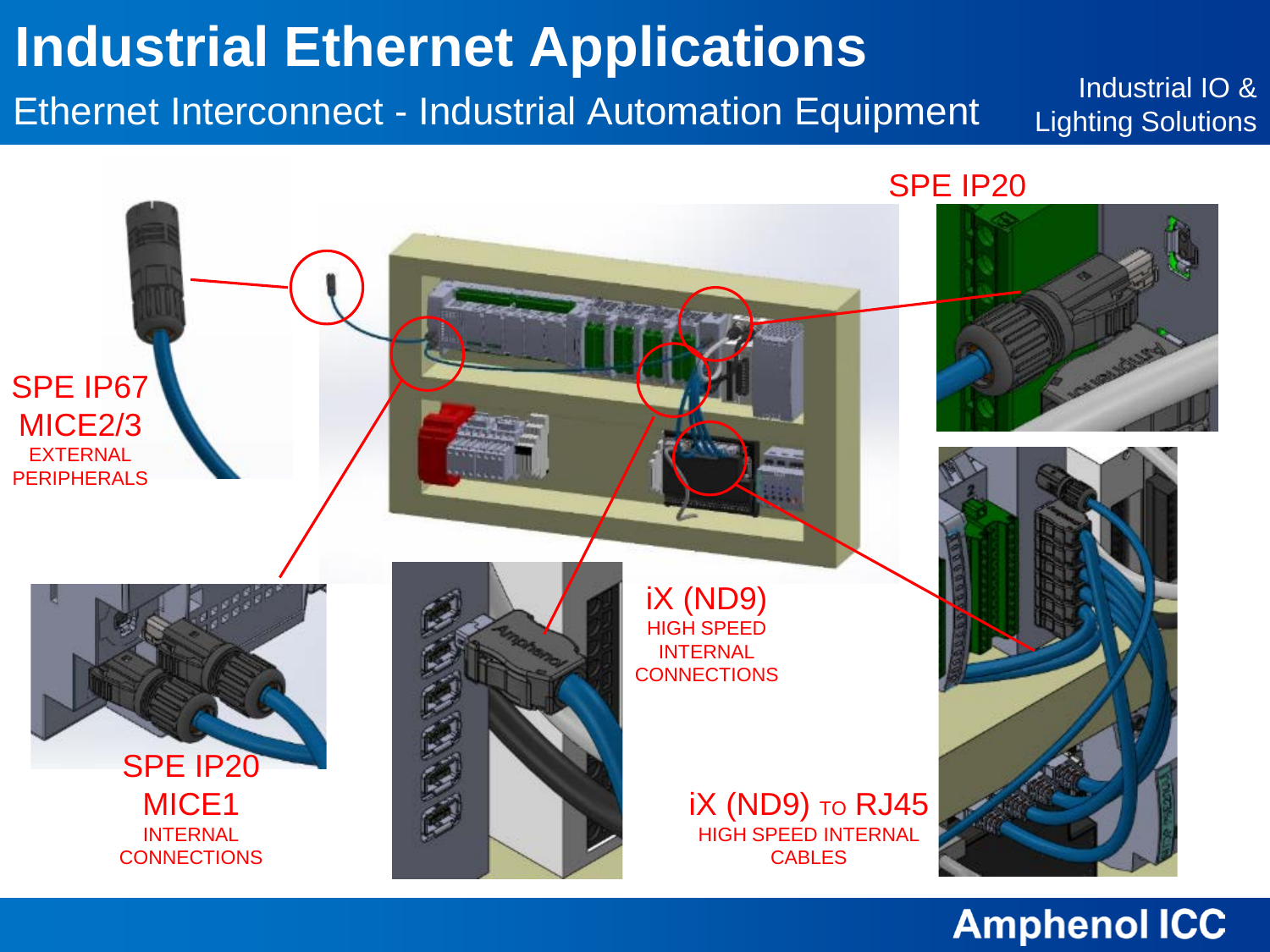# Industrial Ethernet Applications

## Ethernet Interconnect - Industrial Automation Equipment

Industrial IO & Lighting Solutions

SPE IP20

SPE IP67
MICE2/3
EXTERNAL PERIPHERALS

iX (ND9)
HIGH SPEED INTERNAL CONNECTIONS

SPE IP20
MICE1
INTERNAL CONNECTIONS

iX (ND9) TO RJ45
HIGH SPEED INTERNAL CABLES

Amphenol ICC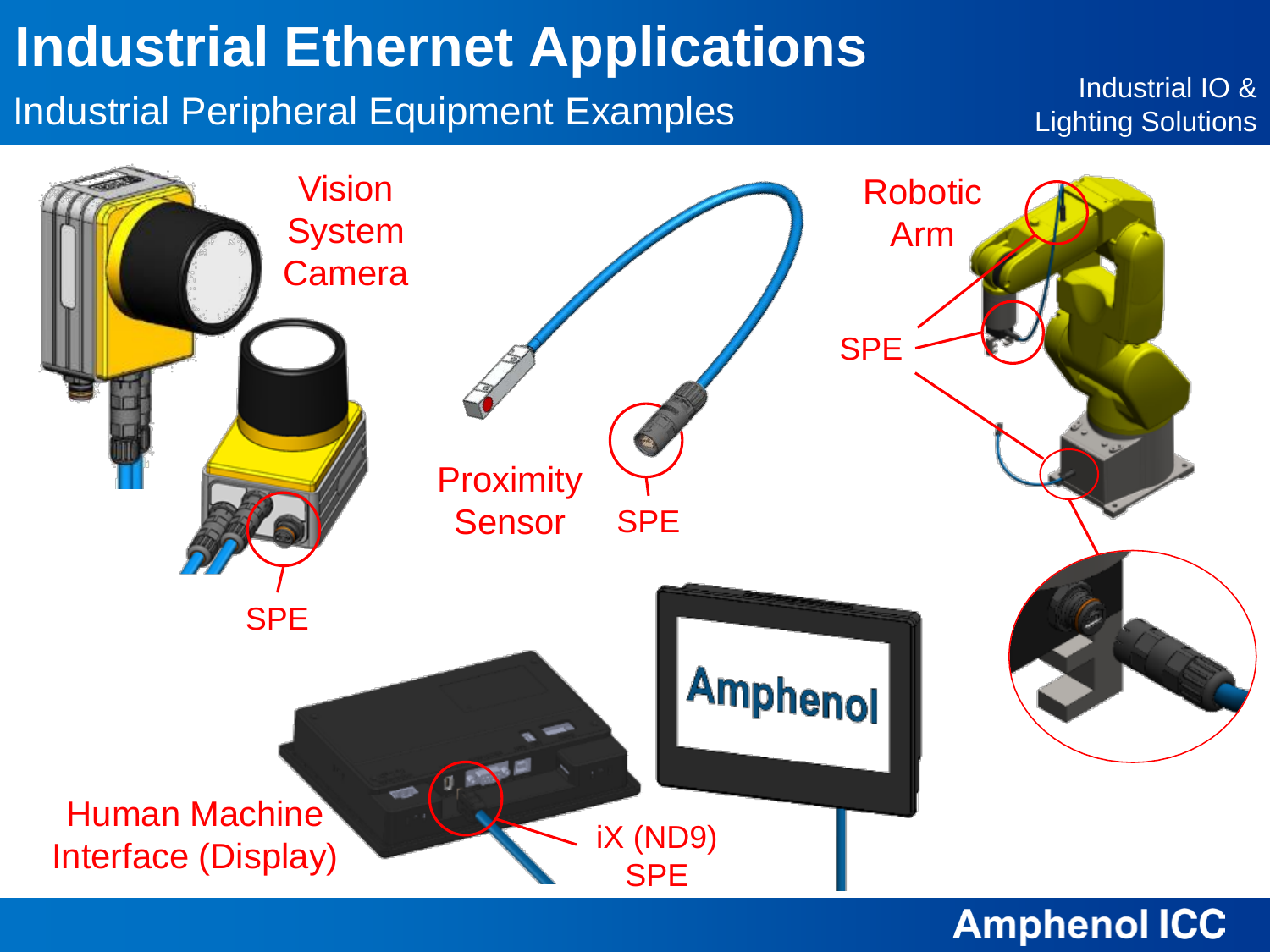# Industrial Ethernet Applications

## Industrial Peripheral Equipment Examples

Industrial IO & Lighting Solutions

Vision System Camera

SPE

Proximity Sensor

SPE

Robotic Arm

SPE

Human Machine Interface (Display)

iX (ND9) SPE

Amphenol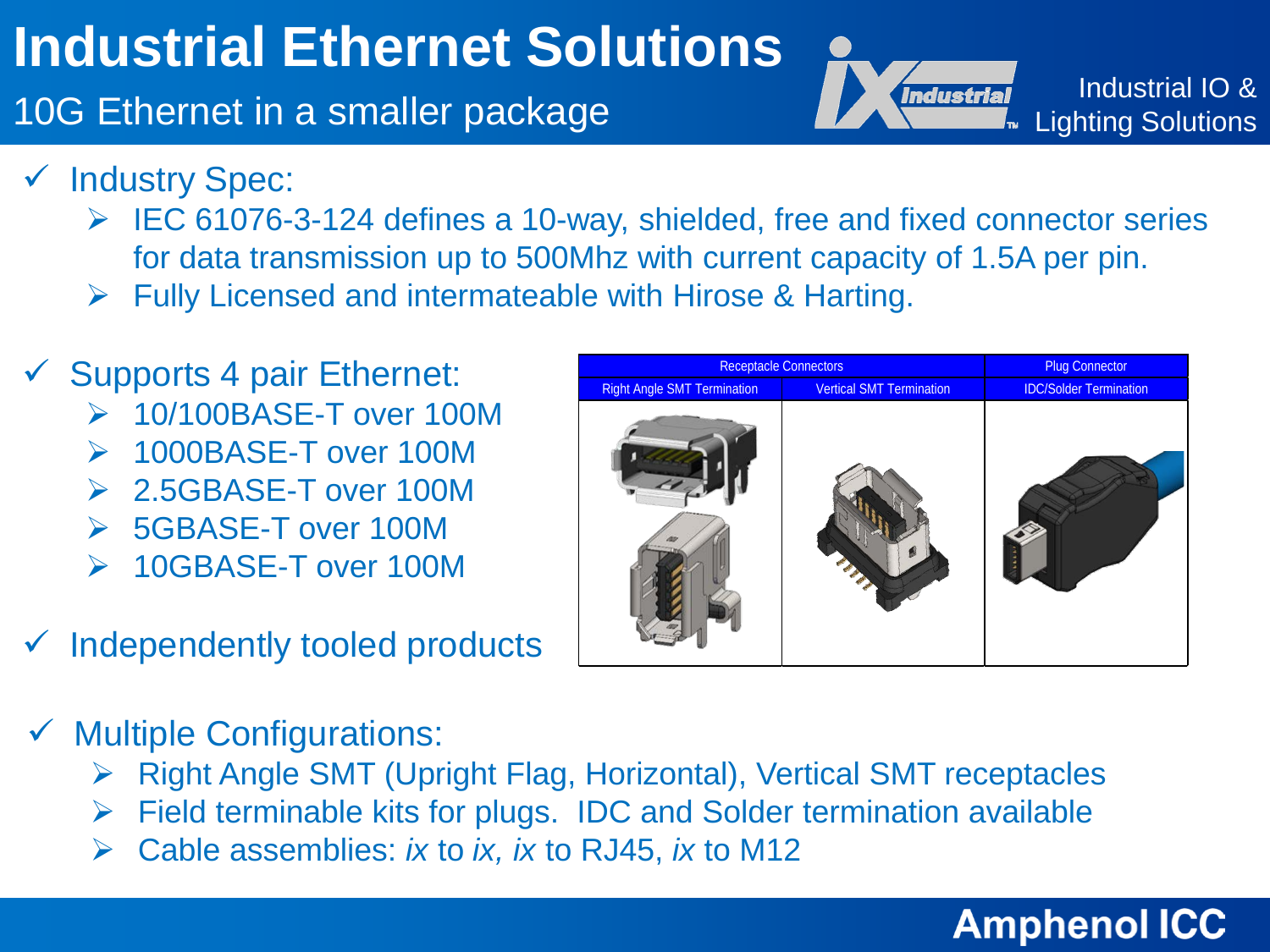# Industrial Ethernet Solutions

## 10G Ethernet in a smaller package

Industrial IO & Lighting Solutions

- ✓ Industry Spec:
  - ➢ IEC 61076-3-124 defines a 10-way, shielded, free and fixed connector series for data transmission up to 500Mhz with current capacity of 1.5A per pin.
  - ➢ Fully Licensed and intermateable with Hirose & Harting.
- ✓ Supports 4 pair Ethernet:
  - ➢ 10/100BASE-T over 100M
  - ➢ 1000BASE-T over 100M
  - ➢ 2.5GBASE-T over 100M
  - ➢ 5GBASE-T over 100M
  - ➢ 10GBASE-T over 100M
- ✓ Independently tooled products

| Receptacle Connectors | | Plug Connector |
| --- | --- | --- |
| Right Angle SMT Termination | Vertical SMT Termination | IDC/Solder Termination |

- ✓ Multiple Configurations:
  - ➢ Right Angle SMT (Upright Flag, Horizontal), Vertical SMT receptacles
  - ➢ Field terminable kits for plugs. IDC and Solder termination available
  - ➢ Cable assemblies: *ix* to *ix, ix* to RJ45, *ix* to M12

**Amphenol ICC**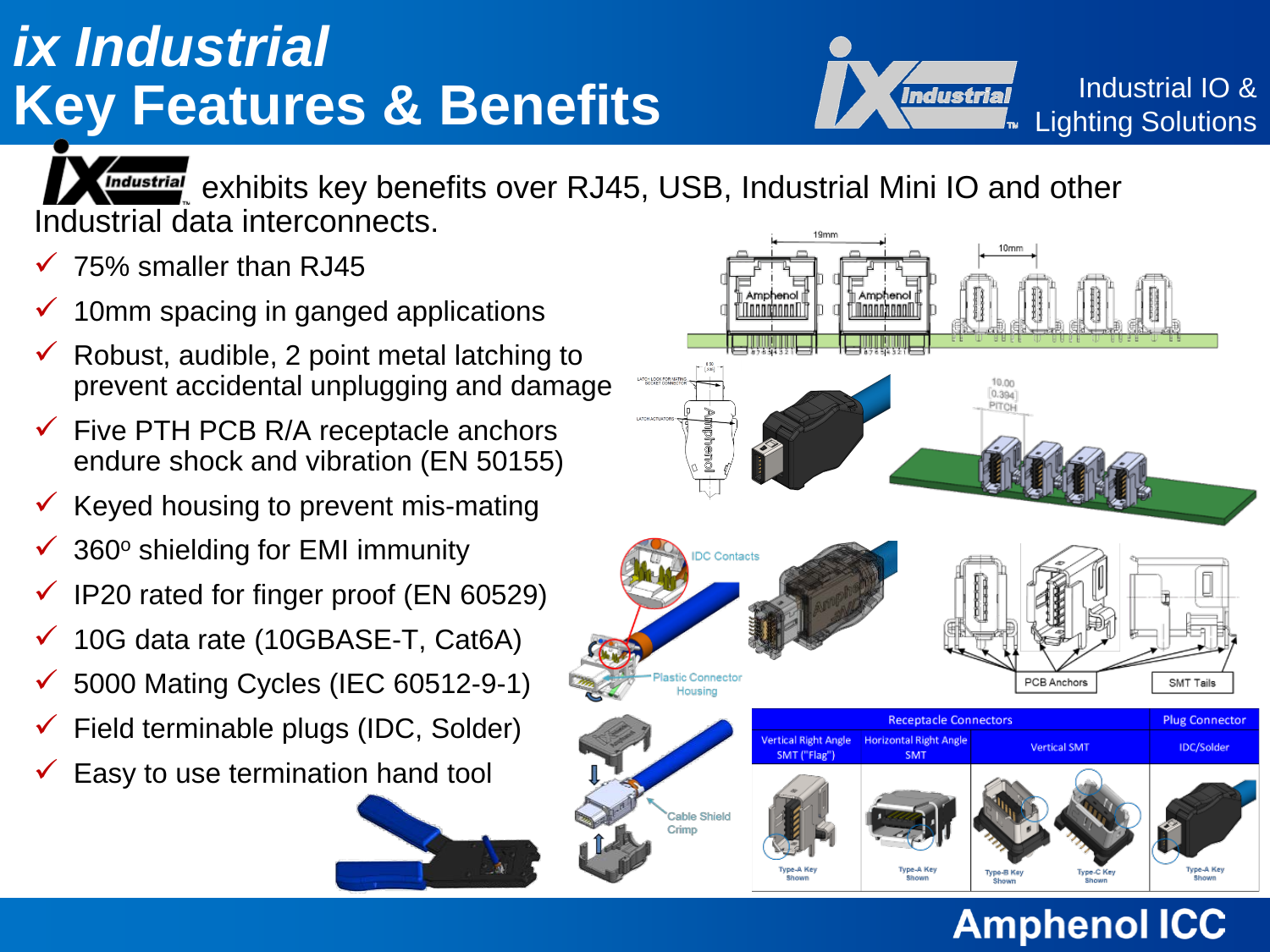# ix Industrial
# Key Features & Benefits

Industrial IO & Lighting Solutions

ix Industrial exhibits key benefits over RJ45, USB, Industrial Mini IO and other Industrial data interconnects.

- ✓ 75% smaller than RJ45
- ✓ 10mm spacing in ganged applications
- ✓ Robust, audible, 2 point metal latching to prevent accidental unplugging and damage
- ✓ Five PTH PCB R/A receptacle anchors endure shock and vibration (EN 50155)
- ✓ Keyed housing to prevent mis-mating
- ✓ 360º shielding for EMI immunity
- ✓ IP20 rated for finger proof (EN 60529)
- ✓ 10G data rate (10GBASE-T, Cat6A)
- ✓ 5000 Mating Cycles (IEC 60512-9-1)
- ✓ Field terminable plugs (IDC, Solder)
- ✓ Easy to use termination hand tool

| Receptacle Connectors | | | Plug Connector |
|---|---|---|---|
| Vertical Right Angle SMT ("Flag") | Horizontal Right Angle SMT | Vertical SMT | IDC/Solder |
| Type-A Key Shown | Type-A Key Shown | Type-B Key Shown / Type-C Key Shown | Type-A Key Shown |

Amphenol ICC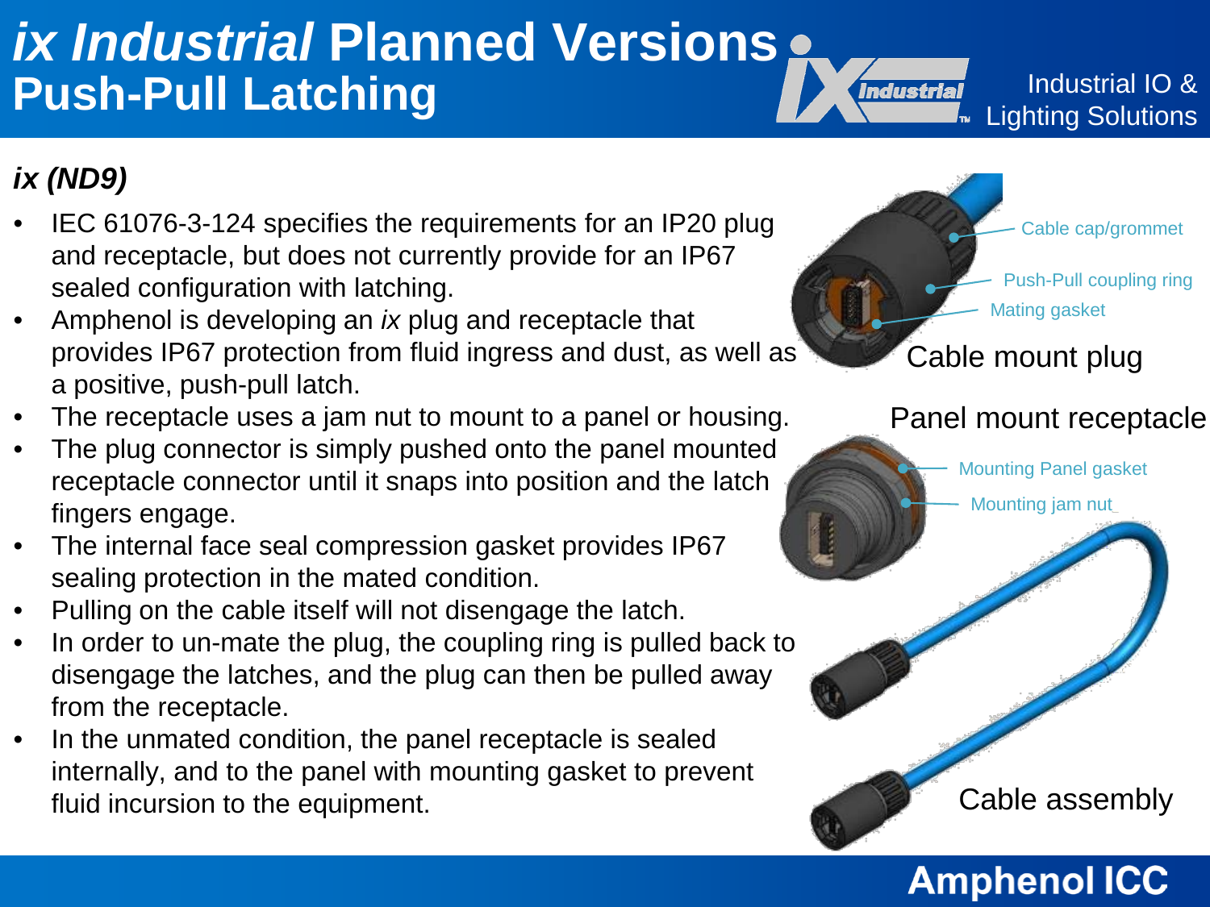# *ix Industrial* Planned Versions
## Push-Pull Latching

Industrial IO & Lighting Solutions

### *ix (ND9)*

- IEC 61076-3-124 specifies the requirements for an IP20 plug and receptacle, but does not currently provide for an IP67 sealed configuration with latching.
- Amphenol is developing an *ix* plug and receptacle that provides IP67 protection from fluid ingress and dust, as well as a positive, push-pull latch.
- The receptacle uses a jam nut to mount to a panel or housing.
- The plug connector is simply pushed onto the panel mounted receptacle connector until it snaps into position and the latch fingers engage.
- The internal face seal compression gasket provides IP67 sealing protection in the mated condition.
- Pulling on the cable itself will not disengage the latch.
- In order to un-mate the plug, the coupling ring is pulled back to disengage the latches, and the plug can then be pulled away from the receptacle.
- In the unmated condition, the panel receptacle is sealed internally, and to the panel with mounting gasket to prevent fluid incursion to the equipment.

Cable cap/grommet

Push-Pull coupling ring

Mating gasket

Cable mount plug

Panel mount receptacle

Mounting Panel gasket

Mounting jam nut

Cable assembly

Amphenol ICC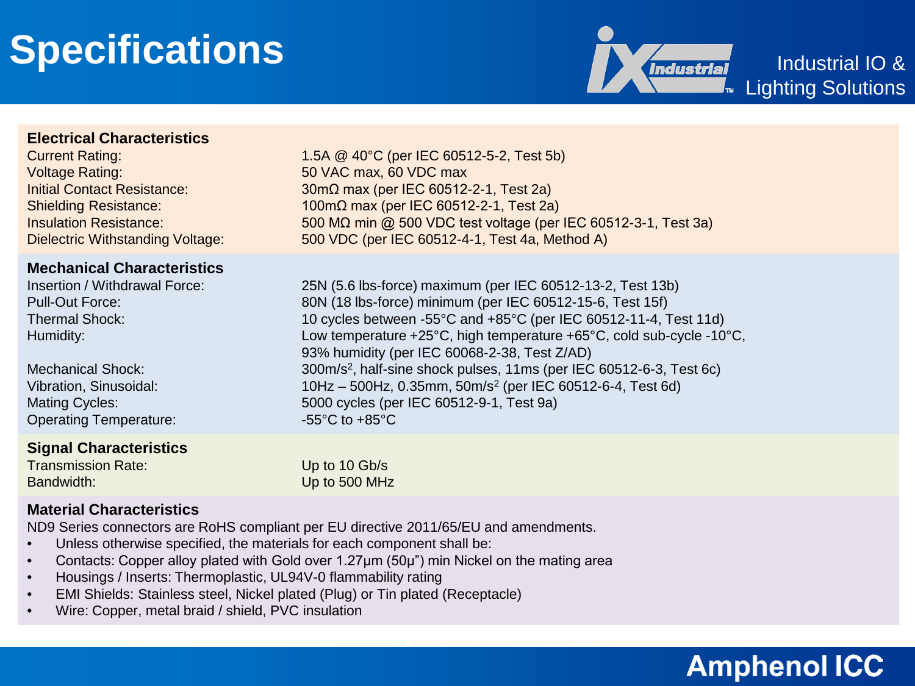# Specifications

Industrial IO & Lighting Solutions

## Electrical Characteristics

| | |
|---|---|
| Current Rating: | 1.5A @ 40°C (per IEC 60512-5-2, Test 5b) |
| Voltage Rating: | 50 VAC max, 60 VDC max |
| Initial Contact Resistance: | 30mΩ max (per IEC 60512-2-1, Test 2a) |
| Shielding Resistance: | 100mΩ max (per IEC 60512-2-1, Test 2a) |
| Insulation Resistance: | 500 MΩ min @ 500 VDC test voltage (per IEC 60512-3-1, Test 3a) |
| Dielectric Withstanding Voltage: | 500 VDC (per IEC 60512-4-1, Test 4a, Method A) |

## Mechanical Characteristics

| | |
|---|---|
| Insertion / Withdrawal Force: | 25N (5.6 lbs-force) maximum (per IEC 60512-13-2, Test 13b) |
| Pull-Out Force: | 80N (18 lbs-force) minimum (per IEC 60512-15-6, Test 15f) |
| Thermal Shock: | 10 cycles between -55°C and +85°C (per IEC 60512-11-4, Test 11d) |
| Humidity: | Low temperature +25°C, high temperature +65°C, cold sub-cycle -10°C, 93% humidity (per IEC 60068-2-38, Test Z/AD) |
| Mechanical Shock: | 300m/s$^2$, half-sine shock pulses, 11ms (per IEC 60512-6-3, Test 6c) |
| Vibration, Sinusoidal: | 10Hz – 500Hz, 0.35mm, 50m/s$^2$ (per IEC 60512-6-4, Test 6d) |
| Mating Cycles: | 5000 cycles (per IEC 60512-9-1, Test 9a) |
| Operating Temperature: | -55°C to +85°C |

## Signal Characteristics

| | |
|---|---|
| Transmission Rate: | Up to 10 Gb/s |
| Bandwidth: | Up to 500 MHz |

## Material Characteristics

ND9 Series connectors are RoHS compliant per EU directive 2011/65/EU and amendments.

- Unless otherwise specified, the materials for each component shall be:
- Contacts: Copper alloy plated with Gold over 1.27µm (50µ") min Nickel on the mating area
- Housings / Inserts: Thermoplastic, UL94V-0 flammability rating
- EMI Shields: Stainless steel, Nickel plated (Plug) or Tin plated (Receptacle)
- Wire: Copper, metal braid / shield, PVC insulation

Amphenol ICC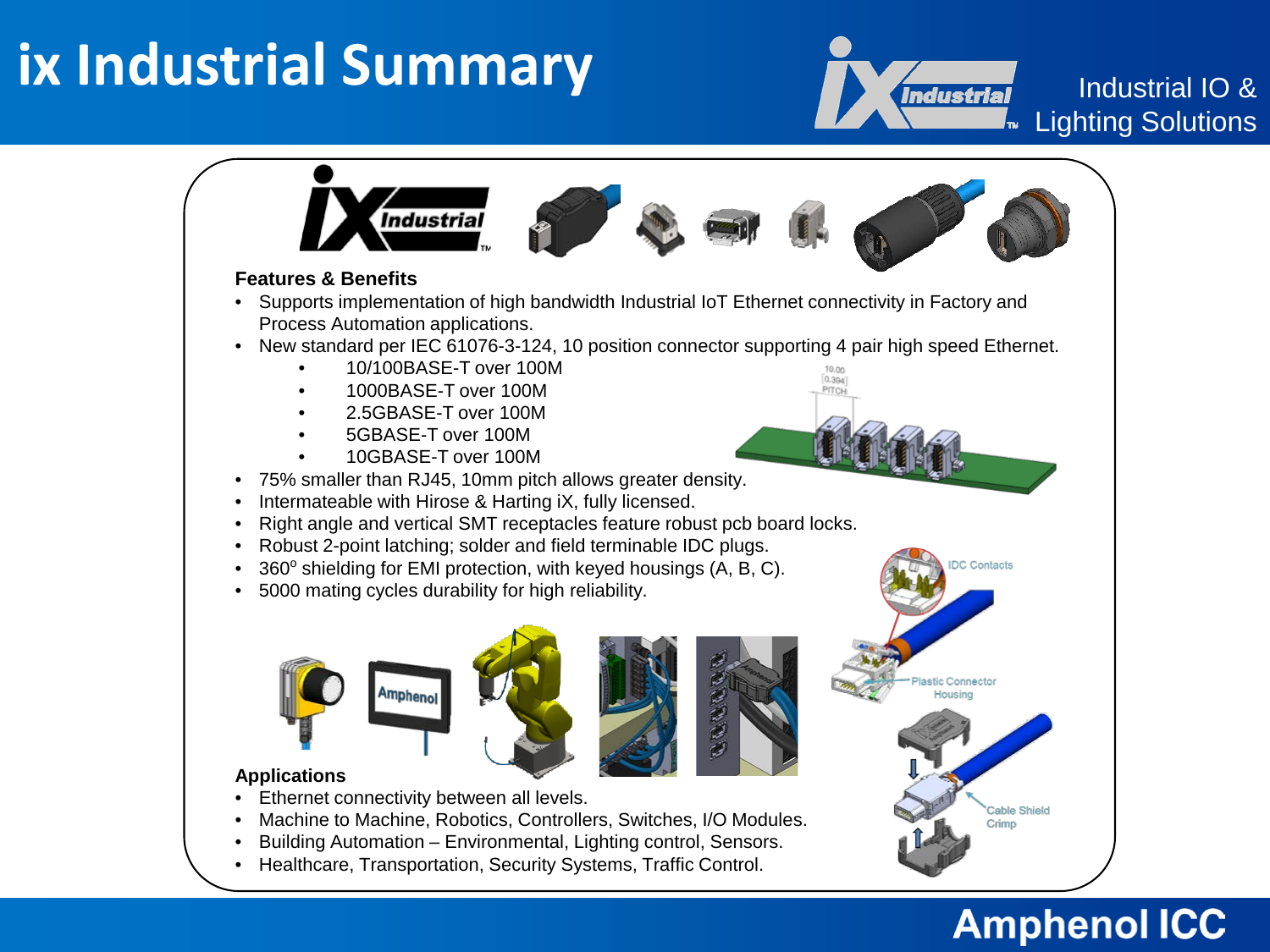# ix Industrial Summary

Industrial IO & Lighting Solutions

**Features & Benefits**

- Supports implementation of high bandwidth Industrial IoT Ethernet connectivity in Factory and Process Automation applications.
- New standard per IEC 61076-3-124, 10 position connector supporting 4 pair high speed Ethernet.
  - 10/100BASE-T over 100M
  - 1000BASE-T over 100M
  - 2.5GBASE-T over 100M
  - 5GBASE-T over 100M
  - 10GBASE-T over 100M
- 75% smaller than RJ45, 10mm pitch allows greater density.
- Intermateable with Hirose & Harting iX, fully licensed.
- Right angle and vertical SMT receptacles feature robust pcb board locks.
- Robust 2-point latching; solder and field terminable IDC plugs.
- 360$^{o}$ shielding for EMI protection, with keyed housings (A, B, C).
- 5000 mating cycles durability for high reliability.

10.00 [0.394] PITCH

IDC Contacts

Plastic Connector Housing

Cable Shield Crimp

**Applications**

- Ethernet connectivity between all levels.
- Machine to Machine, Robotics, Controllers, Switches, I/O Modules.
- Building Automation – Environmental, Lighting control, Sensors.
- Healthcare, Transportation, Security Systems, Traffic Control.

Amphenol ICC